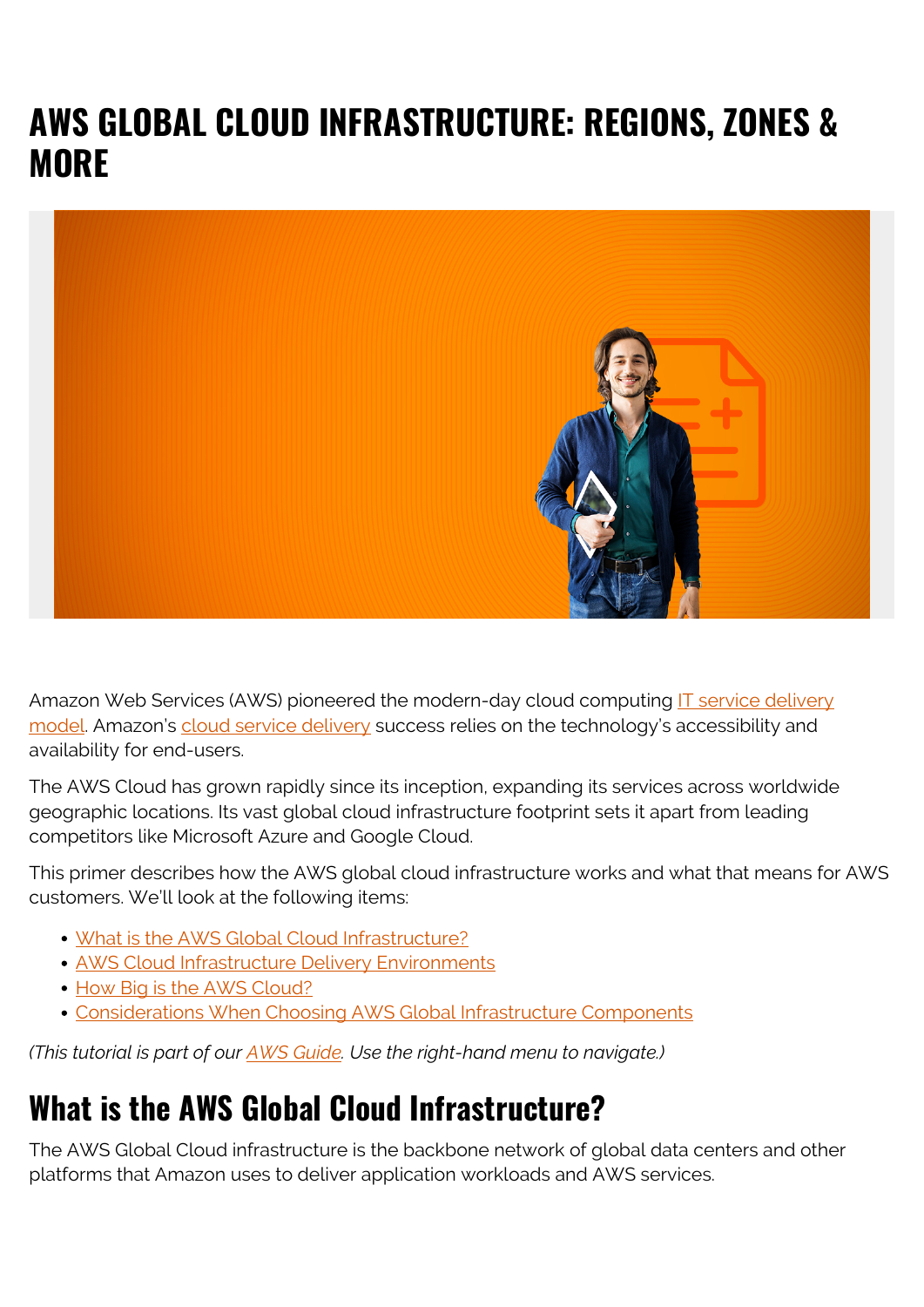# AWS GLOBAL CLOUD INFRASTRUCTURE: REGIONS, ZONES & MORE

Amazon Web Services (AWS) pioneered the modern-day cloud computing [IT service delivery model](). Amazon's [cloud service delivery]() success relies on the technology's accessibility and availability for end-users.

The AWS Cloud has grown rapidly since its inception, expanding its services across worldwide geographic locations. Its vast global cloud infrastructure footprint sets it apart from leading competitors like Microsoft Azure and Google Cloud.

This primer describes how the AWS global cloud infrastructure works and what that means for AWS customers. We'll look at the following items:

- [What is the AWS Global Cloud Infrastructure?]()
- [AWS Cloud Infrastructure Delivery Environments]()
- [How Big is the AWS Cloud?]()
- [Considerations When Choosing AWS Global Infrastructure Components]()

*(This tutorial is part of our [AWS Guide](). Use the right-hand menu to navigate.)*

## What is the AWS Global Cloud Infrastructure?

The AWS Global Cloud infrastructure is the backbone network of global data centers and other platforms that Amazon uses to deliver application workloads and AWS services.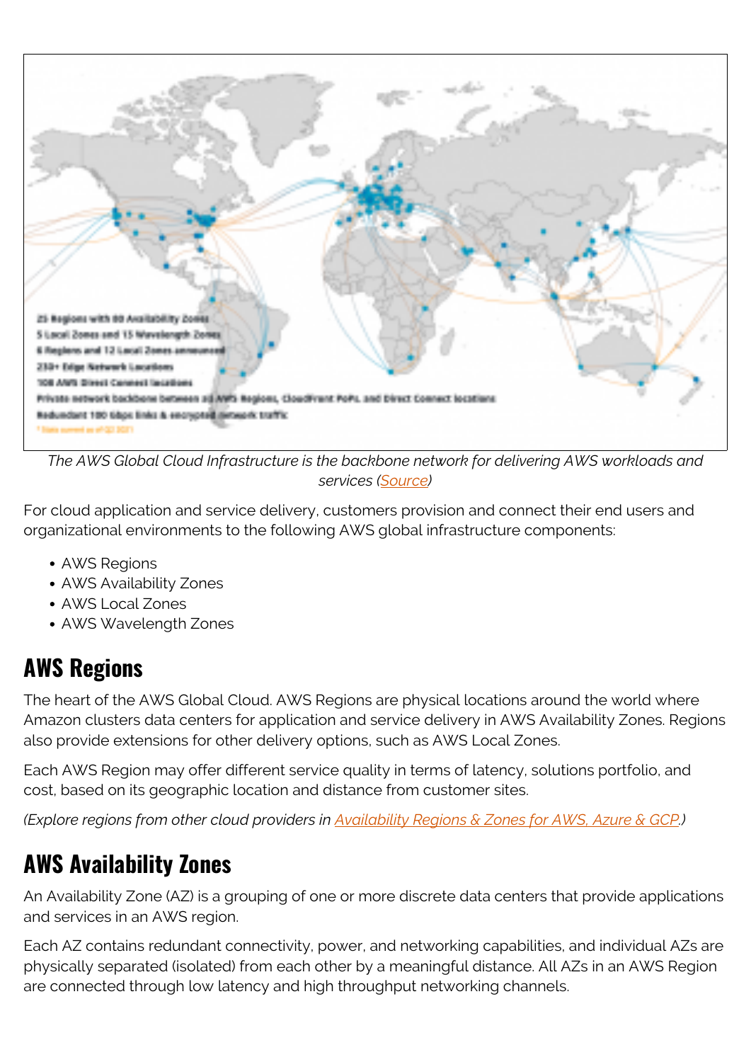*The AWS Global Cloud Infrastructure is the backbone network for delivering AWS workloads and services ([Source](Source))*

For cloud application and service delivery, customers provision and connect their end users and organizational environments to the following AWS global infrastructure components:

- AWS Regions
- AWS Availability Zones
- AWS Local Zones
- AWS Wavelength Zones

## AWS Regions

The heart of the AWS Global Cloud. AWS Regions are physical locations around the world where Amazon clusters data centers for application and service delivery in AWS Availability Zones. Regions also provide extensions for other delivery options, such as AWS Local Zones.

Each AWS Region may offer different service quality in terms of latency, solutions portfolio, and cost, based on its geographic location and distance from customer sites.

*(Explore regions from other cloud providers in [Availability Regions & Zones for AWS, Azure & GCP](Availability Regions & Zones for AWS, Azure & GCP).)*

## AWS Availability Zones

An Availability Zone (AZ) is a grouping of one or more discrete data centers that provide applications and services in an AWS region.

Each AZ contains redundant connectivity, power, and networking capabilities, and individual AZs are physically separated (isolated) from each other by a meaningful distance. All AZs in an AWS Region are connected through low latency and high throughput networking channels.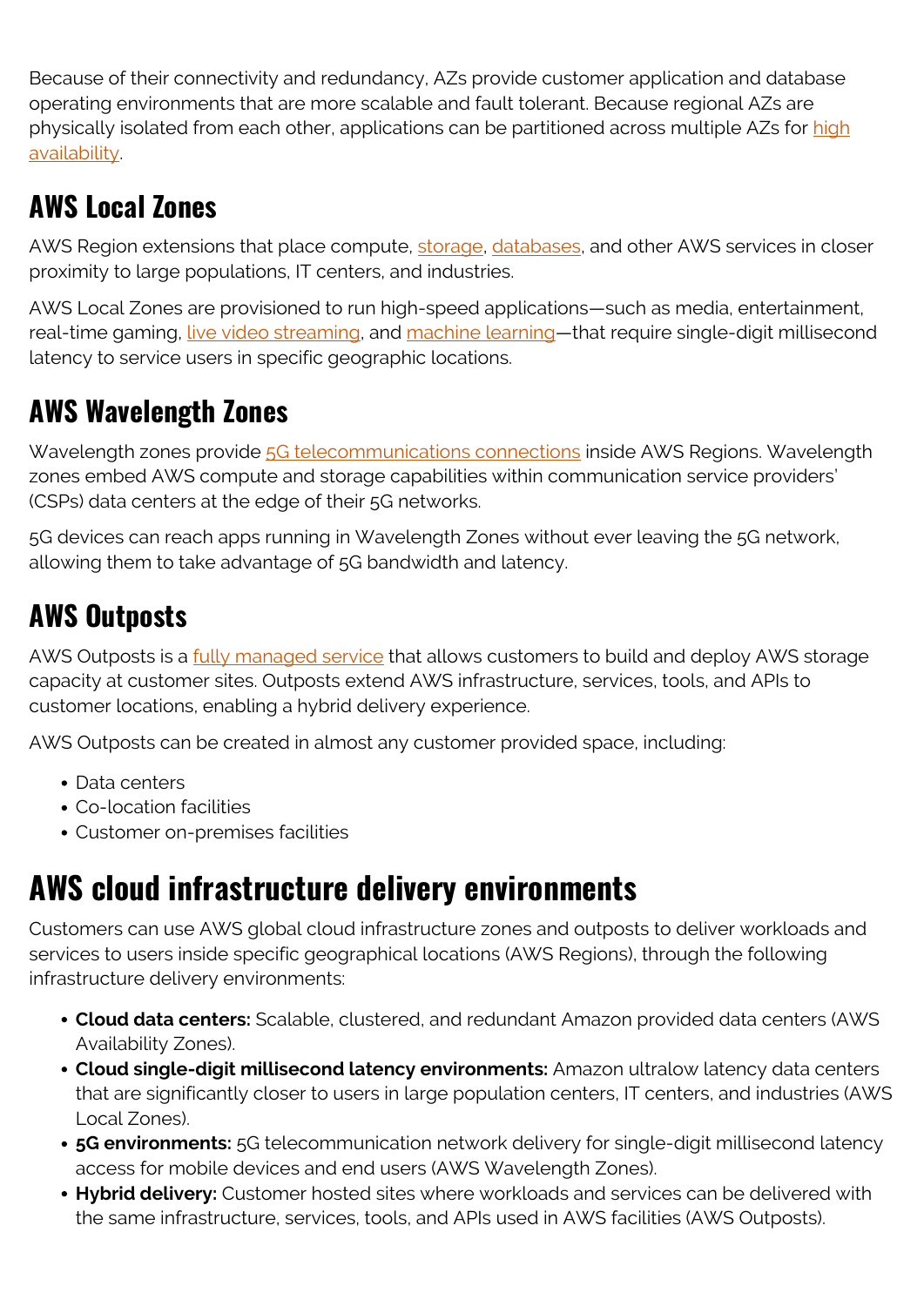Because of their connectivity and redundancy, AZs provide customer application and database operating environments that are more scalable and fault tolerant. Because regional AZs are physically isolated from each other, applications can be partitioned across multiple AZs for high availability.

## AWS Local Zones

AWS Region extensions that place compute, storage, databases, and other AWS services in closer proximity to large populations, IT centers, and industries.

AWS Local Zones are provisioned to run high-speed applications—such as media, entertainment, real-time gaming, live video streaming, and machine learning—that require single-digit millisecond latency to service users in specific geographic locations.

## AWS Wavelength Zones

Wavelength zones provide 5G telecommunications connections inside AWS Regions. Wavelength zones embed AWS compute and storage capabilities within communication service providers' (CSPs) data centers at the edge of their 5G networks.

5G devices can reach apps running in Wavelength Zones without ever leaving the 5G network, allowing them to take advantage of 5G bandwidth and latency.

## AWS Outposts

AWS Outposts is a fully managed service that allows customers to build and deploy AWS storage capacity at customer sites. Outposts extend AWS infrastructure, services, tools, and APIs to customer locations, enabling a hybrid delivery experience.

AWS Outposts can be created in almost any customer provided space, including:

- Data centers
- Co-location facilities
- Customer on-premises facilities

# AWS cloud infrastructure delivery environments

Customers can use AWS global cloud infrastructure zones and outposts to deliver workloads and services to users inside specific geographical locations (AWS Regions), through the following infrastructure delivery environments:

- **Cloud data centers:** Scalable, clustered, and redundant Amazon provided data centers (AWS Availability Zones).
- **Cloud single-digit millisecond latency environments:** Amazon ultralow latency data centers that are significantly closer to users in large population centers, IT centers, and industries (AWS Local Zones).
- **5G environments:** 5G telecommunication network delivery for single-digit millisecond latency access for mobile devices and end users (AWS Wavelength Zones).
- **Hybrid delivery:** Customer hosted sites where workloads and services can be delivered with the same infrastructure, services, tools, and APIs used in AWS facilities (AWS Outposts).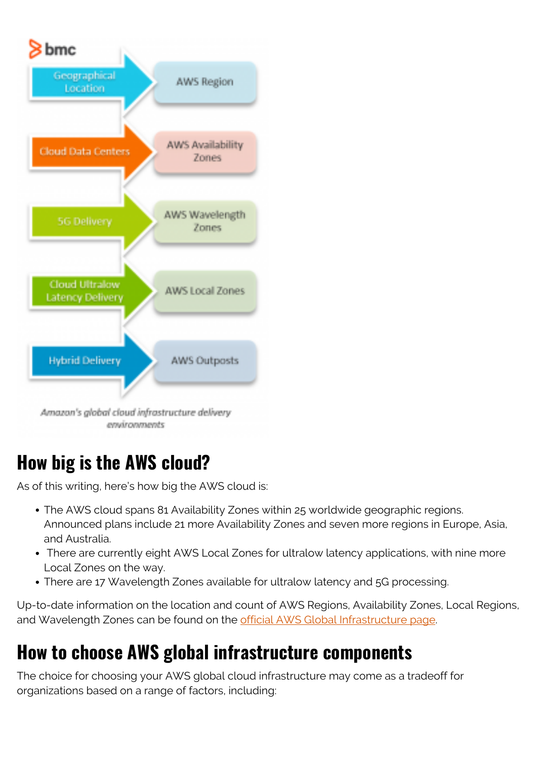*Amazon's global cloud infrastructure delivery environments*

## How big is the AWS cloud?

As of this writing, here's how big the AWS cloud is:

- The AWS cloud spans 81 Availability Zones within 25 worldwide geographic regions. Announced plans include 21 more Availability Zones and seven more regions in Europe, Asia, and Australia.
- There are currently eight AWS Local Zones for ultralow latency applications, with nine more Local Zones on the way.
- There are 17 Wavelength Zones available for ultralow latency and 5G processing.

Up-to-date information on the location and count of AWS Regions, Availability Zones, Local Regions, and Wavelength Zones can be found on the official AWS Global Infrastructure page.

## How to choose AWS global infrastructure components

The choice for choosing your AWS global cloud infrastructure may come as a tradeoff for organizations based on a range of factors, including: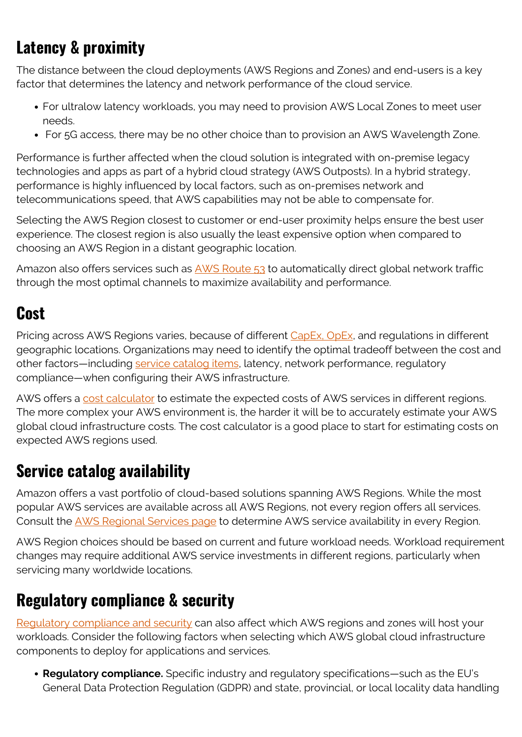## Latency & proximity

The distance between the cloud deployments (AWS Regions and Zones) and end-users is a key factor that determines the latency and network performance of the cloud service.

- For ultralow latency workloads, you may need to provision AWS Local Zones to meet user needs.
- For 5G access, there may be no other choice than to provision an AWS Wavelength Zone.

Performance is further affected when the cloud solution is integrated with on-premise legacy technologies and apps as part of a hybrid cloud strategy (AWS Outposts). In a hybrid strategy, performance is highly influenced by local factors, such as on-premises network and telecommunications speed, that AWS capabilities may not be able to compensate for.

Selecting the AWS Region closest to customer or end-user proximity helps ensure the best user experience. The closest region is also usually the least expensive option when compared to choosing an AWS Region in a distant geographic location.

Amazon also offers services such as AWS Route 53 to automatically direct global network traffic through the most optimal channels to maximize availability and performance.

## Cost

Pricing across AWS Regions varies, because of different CapEx, OpEx, and regulations in different geographic locations. Organizations may need to identify the optimal tradeoff between the cost and other factors—including service catalog items, latency, network performance, regulatory compliance—when configuring their AWS infrastructure.

AWS offers a cost calculator to estimate the expected costs of AWS services in different regions. The more complex your AWS environment is, the harder it will be to accurately estimate your AWS global cloud infrastructure costs. The cost calculator is a good place to start for estimating costs on expected AWS regions used.

## Service catalog availability

Amazon offers a vast portfolio of cloud-based solutions spanning AWS Regions. While the most popular AWS services are available across all AWS Regions, not every region offers all services. Consult the AWS Regional Services page to determine AWS service availability in every Region.

AWS Region choices should be based on current and future workload needs. Workload requirement changes may require additional AWS service investments in different regions, particularly when servicing many worldwide locations.

## Regulatory compliance & security

Regulatory compliance and security can also affect which AWS regions and zones will host your workloads. Consider the following factors when selecting which AWS global cloud infrastructure components to deploy for applications and services.

- **Regulatory compliance.** Specific industry and regulatory specifications—such as the EU's General Data Protection Regulation (GDPR) and state, provincial, or local locality data handling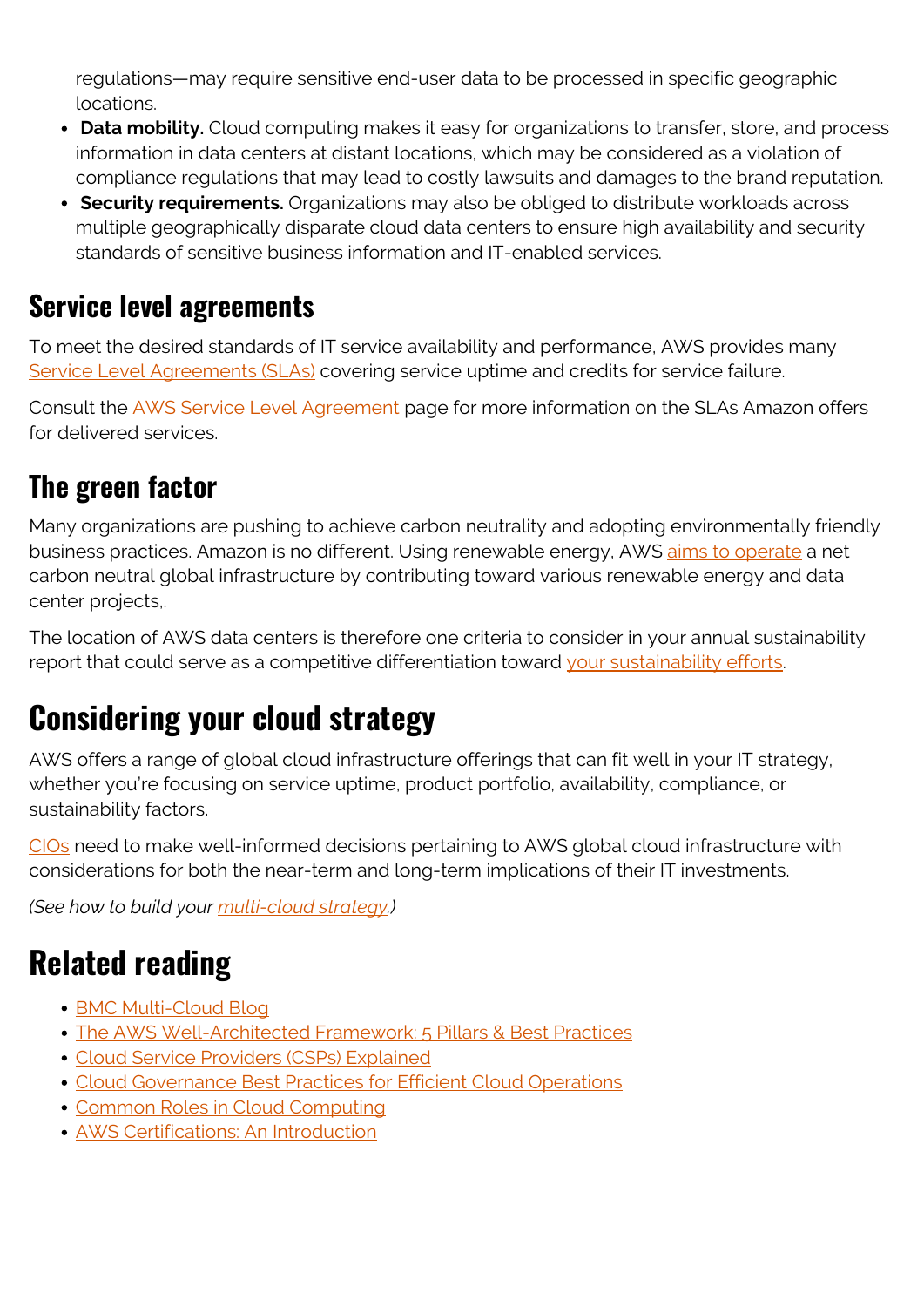regulations—may require sensitive end-user data to be processed in specific geographic locations.

- **Data mobility.** Cloud computing makes it easy for organizations to transfer, store, and process information in data centers at distant locations, which may be considered as a violation of compliance regulations that may lead to costly lawsuits and damages to the brand reputation.
- **Security requirements.** Organizations may also be obliged to distribute workloads across multiple geographically disparate cloud data centers to ensure high availability and security standards of sensitive business information and IT-enabled services.

## Service level agreements

To meet the desired standards of IT service availability and performance, AWS provides many Service Level Agreements (SLAs) covering service uptime and credits for service failure.

Consult the AWS Service Level Agreement page for more information on the SLAs Amazon offers for delivered services.

## The green factor

Many organizations are pushing to achieve carbon neutrality and adopting environmentally friendly business practices. Amazon is no different. Using renewable energy, AWS aims to operate a net carbon neutral global infrastructure by contributing toward various renewable energy and data center projects,.

The location of AWS data centers is therefore one criteria to consider in your annual sustainability report that could serve as a competitive differentiation toward your sustainability efforts.

# Considering your cloud strategy

AWS offers a range of global cloud infrastructure offerings that can fit well in your IT strategy, whether you're focusing on service uptime, product portfolio, availability, compliance, or sustainability factors.

CIOs need to make well-informed decisions pertaining to AWS global cloud infrastructure with considerations for both the near-term and long-term implications of their IT investments.

*(See how to build your multi-cloud strategy.)*

# Related reading

- BMC Multi-Cloud Blog
- The AWS Well-Architected Framework: 5 Pillars & Best Practices
- Cloud Service Providers (CSPs) Explained
- Cloud Governance Best Practices for Efficient Cloud Operations
- Common Roles in Cloud Computing
- AWS Certifications: An Introduction